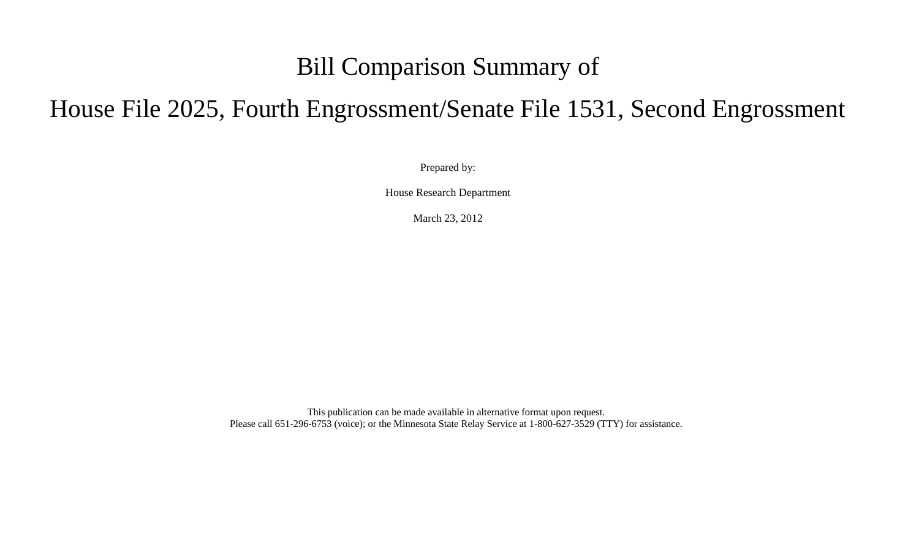# Bill Comparison Summary of

# House File 2025, Fourth Engrossment/Senate File 1531, Second Engrossment

Prepared by:

House Research Department

March 23, 2012

This publication can be made available in alternative format upon request.
Please call 651-296-6753 (voice); or the Minnesota State Relay Service at 1-800-627-3529 (TTY) for assistance.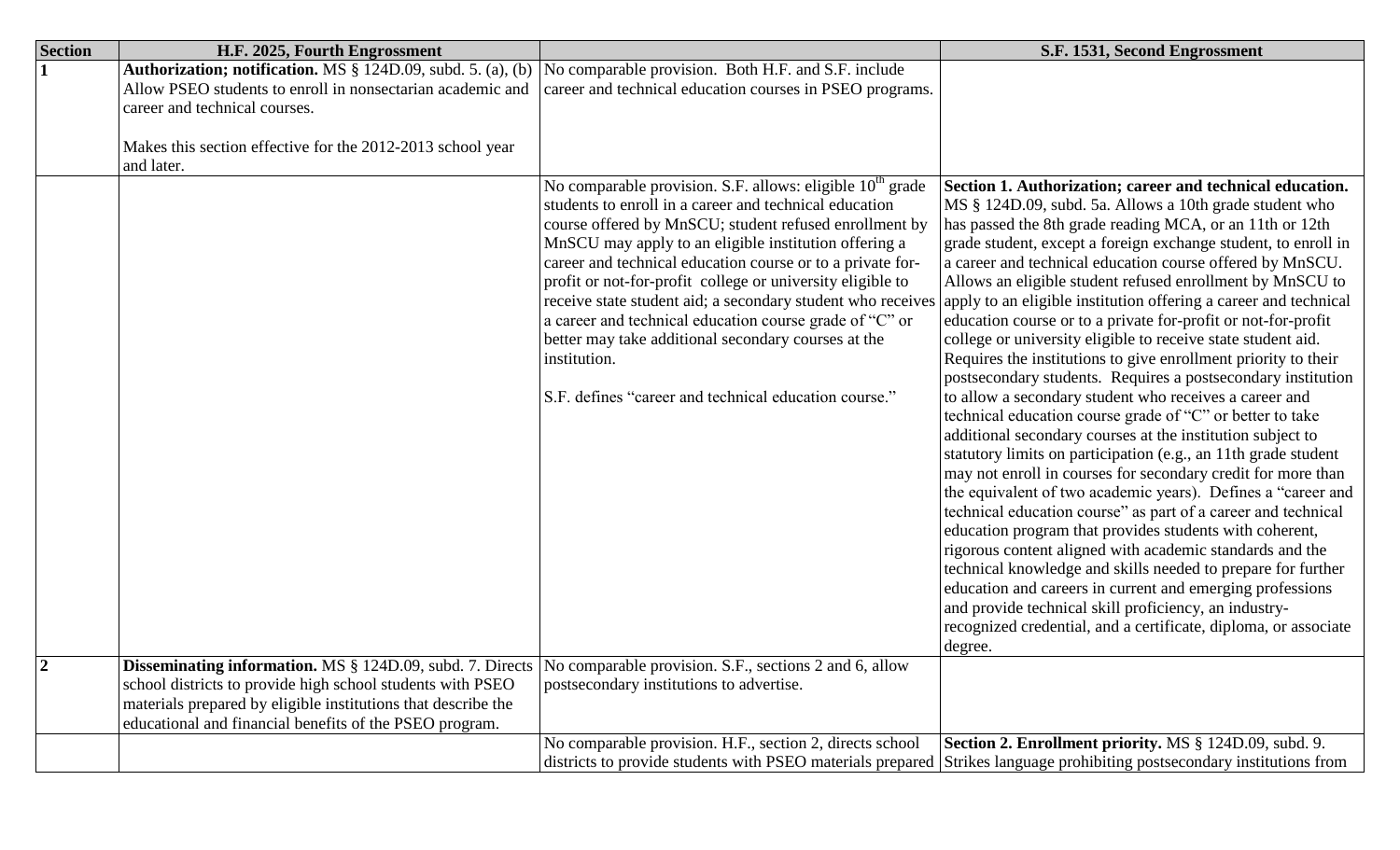| Section | H.F. 2025, Fourth Engrossment | | S.F. 1531, Second Engrossment |
|---|---|---|---|
| **1** | **Authorization; notification.** MS § 124D.09, subd. 5. (a), (b) Allow PSEO students to enroll in nonsectarian academic and career and technical courses.<br><br>Makes this section effective for the 2012-2013 school year and later. | No comparable provision. Both H.F. and S.F. include career and technical education courses in PSEO programs. | |
| | | No comparable provision. S.F. allows: eligible 10th grade students to enroll in a career and technical education course offered by MnSCU; student refused enrollment by MnSCU may apply to an eligible institution offering a career and technical education course or to a private for-profit or not-for-profit college or university eligible to receive state student aid; a secondary student who receives a career and technical education course grade of "C" or better may take additional secondary courses at the institution.<br><br>S.F. defines "career and technical education course." | **Section 1. Authorization; career and technical education.** MS § 124D.09, subd. 5a. Allows a 10th grade student who has passed the 8th grade reading MCA, or an 11th or 12th grade student, except a foreign exchange student, to enroll in a career and technical education course offered by MnSCU. Allows an eligible student refused enrollment by MnSCU to apply to an eligible institution offering a career and technical education course or to a private for-profit or not-for-profit college or university eligible to receive state student aid. Requires the institutions to give enrollment priority to their postsecondary students. Requires a postsecondary institution to allow a secondary student who receives a career and technical education course grade of "C" or better to take additional secondary courses at the institution subject to statutory limits on participation (e.g., an 11th grade student may not enroll in courses for secondary credit for more than the equivalent of two academic years). Defines a "career and technical education course" as part of a career and technical education program that provides students with coherent, rigorous content aligned with academic standards and the technical knowledge and skills needed to prepare for further education and careers in current and emerging professions and provide technical skill proficiency, an industry-recognized credential, and a certificate, diploma, or associate degree. |
| **2** | **Disseminating information.** MS § 124D.09, subd. 7. Directs school districts to provide high school students with PSEO materials prepared by eligible institutions that describe the educational and financial benefits of the PSEO program. | No comparable provision. S.F., sections 2 and 6, allow postsecondary institutions to advertise. | |
| | | No comparable provision. H.F., section 2, directs school districts to provide students with PSEO materials prepared | **Section 2. Enrollment priority.** MS § 124D.09, subd. 9. Strikes language prohibiting postsecondary institutions from |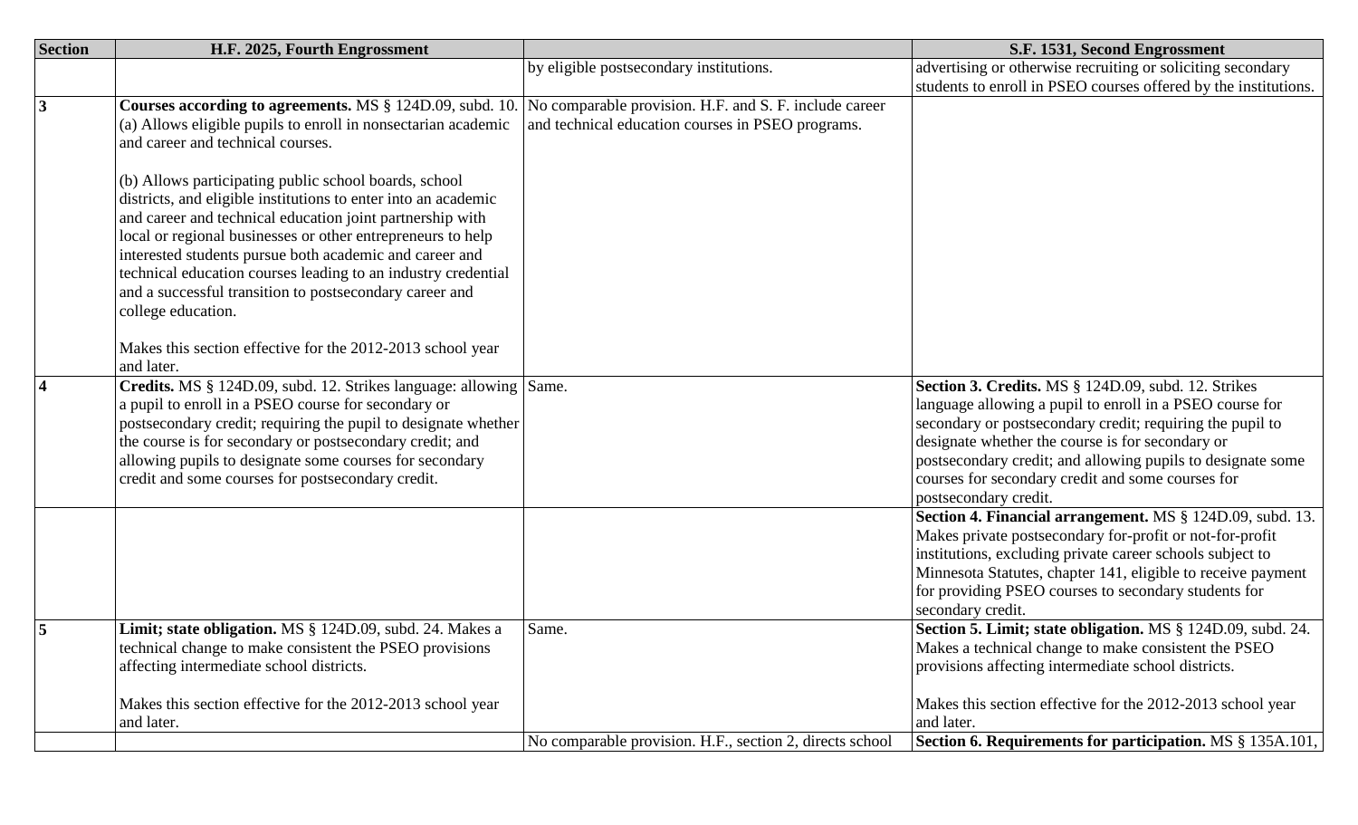| Section | H.F. 2025, Fourth Engrossment | | S.F. 1531, Second Engrossment |
|---|---|---|---|
| | | by eligible postsecondary institutions. | advertising or otherwise recruiting or soliciting secondary students to enroll in PSEO courses offered by the institutions. |
| **3** | **Courses according to agreements.** MS § 124D.09, subd. 10. (a) Allows eligible pupils to enroll in nonsectarian academic and career and technical courses.<br><br>(b) Allows participating public school boards, school districts, and eligible institutions to enter into an academic and career and technical education joint partnership with local or regional businesses or other entrepreneurs to help interested students pursue both academic and career and technical education courses leading to an industry credential and a successful transition to postsecondary career and college education.<br><br>Makes this section effective for the 2012-2013 school year and later. | No comparable provision. H.F. and S. F. include career and technical education courses in PSEO programs. | |
| **4** | **Credits.** MS § 124D.09, subd. 12. Strikes language: allowing a pupil to enroll in a PSEO course for secondary or postsecondary credit; requiring the pupil to designate whether the course is for secondary or postsecondary credit; and allowing pupils to designate some courses for secondary credit and some courses for postsecondary credit. | Same. | **Section 3. Credits.** MS § 124D.09, subd. 12. Strikes language allowing a pupil to enroll in a PSEO course for secondary or postsecondary credit; requiring the pupil to designate whether the course is for secondary or postsecondary credit; and allowing pupils to designate some courses for secondary credit and some courses for postsecondary credit. |
| | | | **Section 4. Financial arrangement.** MS § 124D.09, subd. 13. Makes private postsecondary for-profit or not-for-profit institutions, excluding private career schools subject to Minnesota Statutes, chapter 141, eligible to receive payment for providing PSEO courses to secondary students for secondary credit. |
| **5** | **Limit; state obligation.** MS § 124D.09, subd. 24. Makes a technical change to make consistent the PSEO provisions affecting intermediate school districts.<br><br>Makes this section effective for the 2012-2013 school year and later. | Same. | **Section 5. Limit; state obligation.** MS § 124D.09, subd. 24. Makes a technical change to make consistent the PSEO provisions affecting intermediate school districts.<br><br>Makes this section effective for the 2012-2013 school year and later. |
| | | No comparable provision. H.F., section 2, directs school | **Section 6. Requirements for participation.** MS § 135A.101, |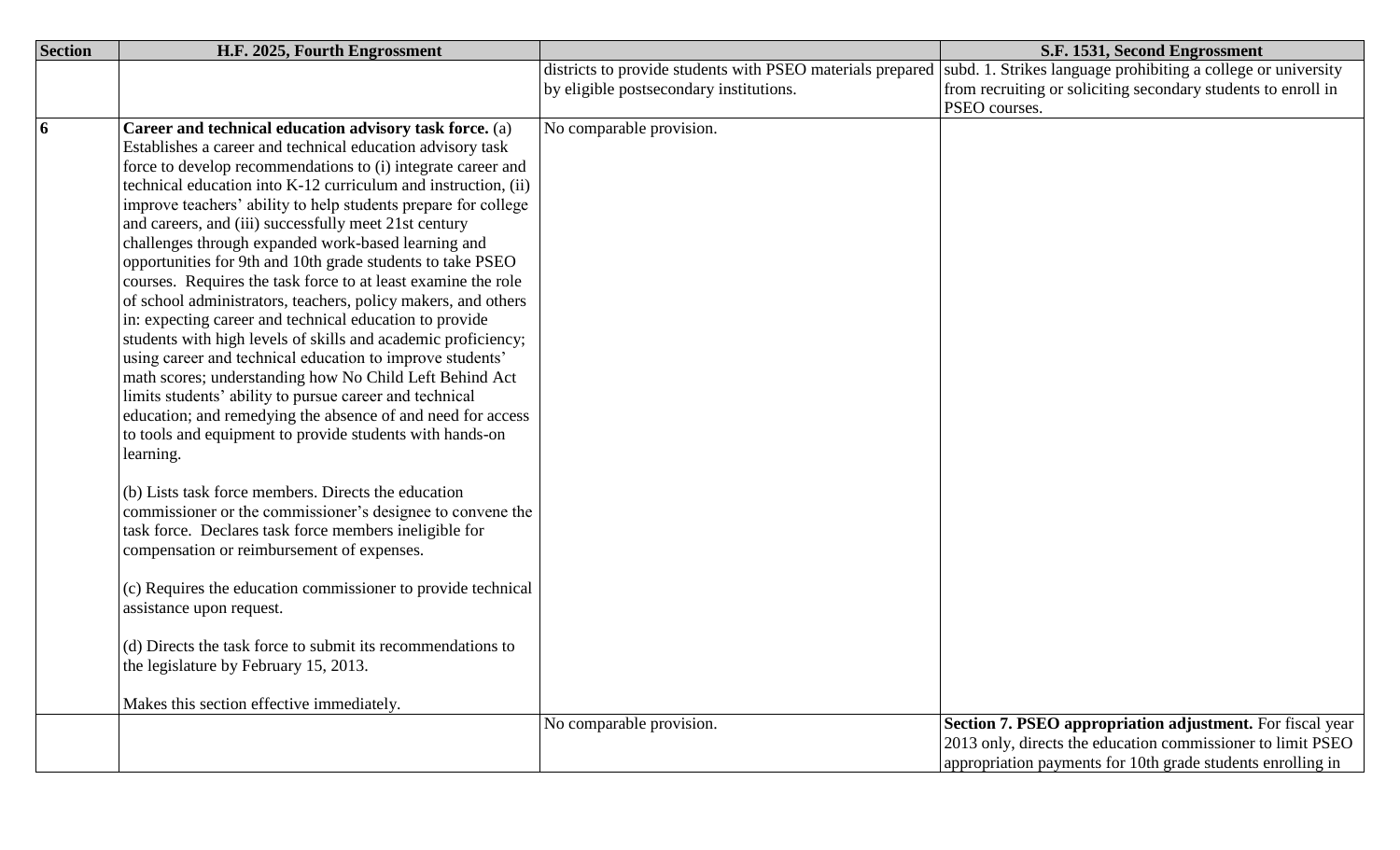| Section | H.F. 2025, Fourth Engrossment | | S.F. 1531, Second Engrossment |
|---|---|---|---|
| | | districts to provide students with PSEO materials prepared by eligible postsecondary institutions. | subd. 1. Strikes language prohibiting a college or university from recruiting or soliciting secondary students to enroll in PSEO courses. |
| **6** | **Career and technical education advisory task force.** (a) Establishes a career and technical education advisory task force to develop recommendations to (i) integrate career and technical education into K-12 curriculum and instruction, (ii) improve teachers' ability to help students prepare for college and careers, and (iii) successfully meet 21st century challenges through expanded work-based learning and opportunities for 9th and 10th grade students to take PSEO courses. Requires the task force to at least examine the role of school administrators, teachers, policy makers, and others in: expecting career and technical education to provide students with high levels of skills and academic proficiency; using career and technical education to improve students' math scores; understanding how No Child Left Behind Act limits students' ability to pursue career and technical education; and remedying the absence of and need for access to tools and equipment to provide students with hands-on learning.<br><br>(b) Lists task force members. Directs the education commissioner or the commissioner's designee to convene the task force. Declares task force members ineligible for compensation or reimbursement of expenses.<br><br>(c) Requires the education commissioner to provide technical assistance upon request.<br><br>(d) Directs the task force to submit its recommendations to the legislature by February 15, 2013.<br><br>Makes this section effective immediately. | No comparable provision. | |
| | | No comparable provision. | **Section 7. PSEO appropriation adjustment.** For fiscal year 2013 only, directs the education commissioner to limit PSEO appropriation payments for 10th grade students enrolling in |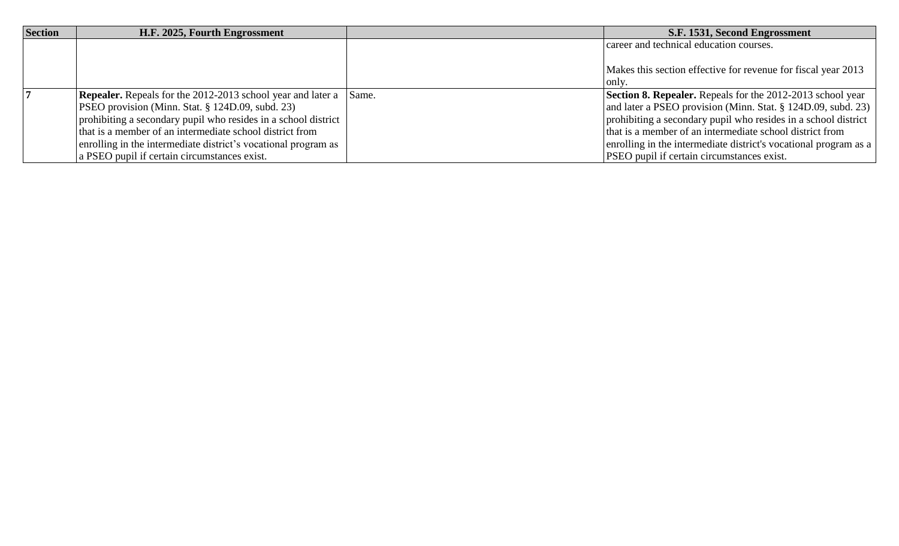| Section | H.F. 2025, Fourth Engrossment | | S.F. 1531, Second Engrossment |
|---|---|---|---|
| | | | career and technical education courses.<br><br>Makes this section effective for revenue for fiscal year 2013 only. |
| **7** | **Repealer.** Repeals for the 2012-2013 school year and later a PSEO provision (Minn. Stat. § 124D.09, subd. 23) prohibiting a secondary pupil who resides in a school district that is a member of an intermediate school district from enrolling in the intermediate district's vocational program as a PSEO pupil if certain circumstances exist. | Same. | **Section 8. Repealer.** Repeals for the 2012-2013 school year and later a PSEO provision (Minn. Stat. § 124D.09, subd. 23) prohibiting a secondary pupil who resides in a school district that is a member of an intermediate school district from enrolling in the intermediate district's vocational program as a PSEO pupil if certain circumstances exist. |